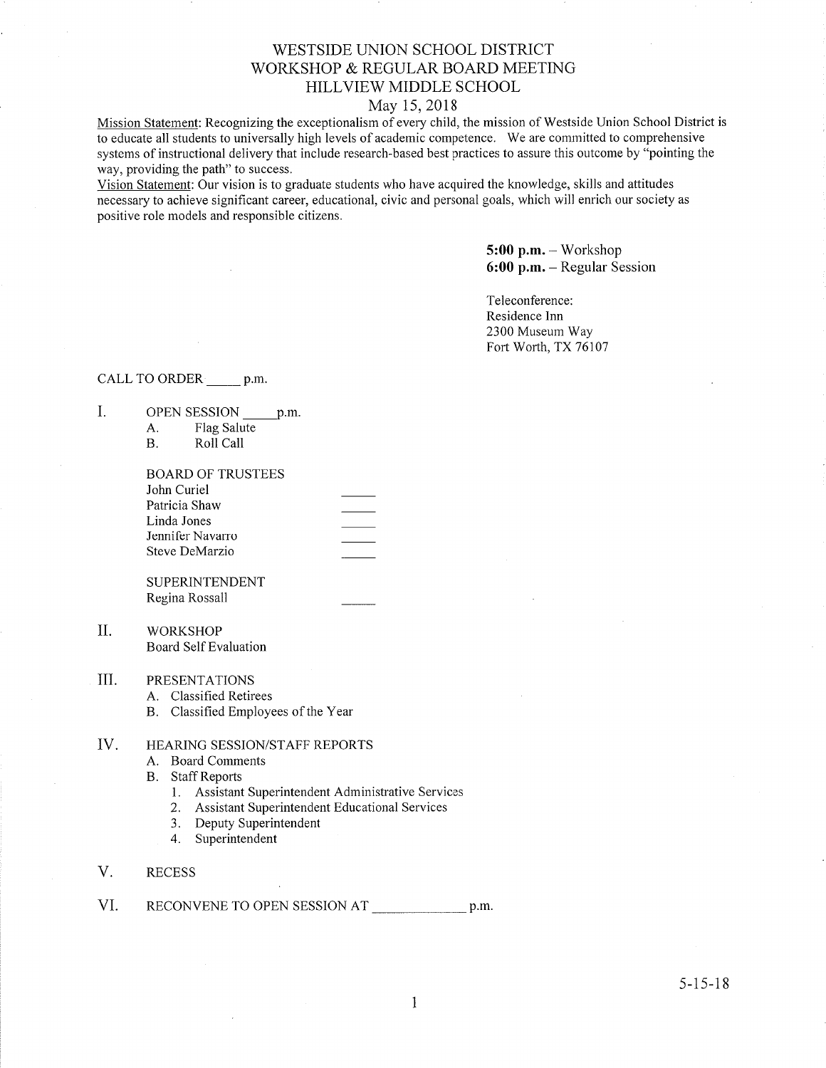# WESTSIDE UNION SCHOOL DISTRICT
## WORKSHOP & REGULAR BOARD MEETING
## HILLVIEW MIDDLE SCHOOL
### May 15, 2018

Mission Statement: Recognizing the exceptionalism of every child, the mission of Westside Union School District is to educate all students to universally high levels of academic competence. We are committed to comprehensive systems of instructional delivery that include research-based best practices to assure this outcome by "pointing the way, providing the path" to success.

Vision Statement: Our vision is to graduate students who have acquired the knowledge, skills and attitudes necessary to achieve significant career, educational, civic and personal goals, which will enrich our society as positive role models and responsible citizens.

**5:00 p.m.** – Workshop
**6:00 p.m.** – Regular Session

Teleconference:
Residence Inn
2300 Museum Way
Fort Worth, TX 76107

CALL TO ORDER _____ p.m.

I. OPEN SESSION _____ p.m.
   - A. Flag Salute
   - B. Roll Call

   BOARD OF TRUSTEES
   - John Curiel _____
   - Patricia Shaw _____
   - Linda Jones _____
   - Jennifer Navarro _____
   - Steve DeMarzio _____

   SUPERINTENDENT
   - Regina Rossall _____

II. WORKSHOP
   Board Self Evaluation

III. PRESENTATIONS
   - A. Classified Retirees
   - B. Classified Employees of the Year

IV. HEARING SESSION/STAFF REPORTS
   - A. Board Comments
   - B. Staff Reports
     1. Assistant Superintendent Administrative Services
     2. Assistant Superintendent Educational Services
     3. Deputy Superintendent
     4. Superintendent

V. RECESS

VI. RECONVENE TO OPEN SESSION AT _____________ p.m.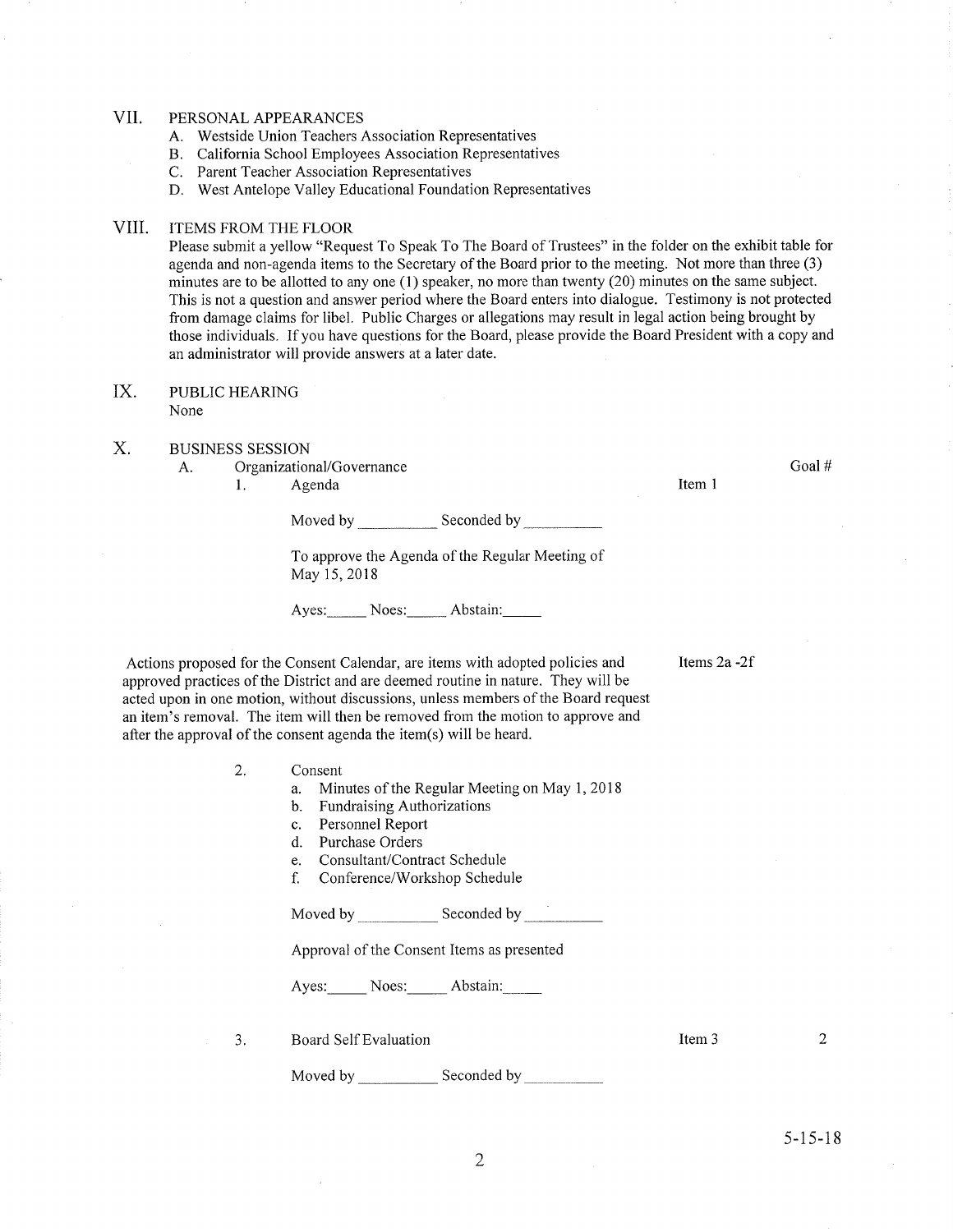## VII. PERSONAL APPEARANCES

A. Westside Union Teachers Association Representatives
B. California School Employees Association Representatives
C. Parent Teacher Association Representatives
D. West Antelope Valley Educational Foundation Representatives

## VIII. ITEMS FROM THE FLOOR

Please submit a yellow "Request To Speak To The Board of Trustees" in the folder on the exhibit table for agenda and non-agenda items to the Secretary of the Board prior to the meeting. Not more than three (3) minutes are to be allotted to any one (1) speaker, no more than twenty (20) minutes on the same subject. This is not a question and answer period where the Board enters into dialogue. Testimony is not protected from damage claims for libel. Public Charges or allegations may result in legal action being brought by those individuals. If you have questions for the Board, please provide the Board President with a copy and an administrator will provide answers at a later date.

## IX. PUBLIC HEARING

None

## X. BUSINESS SESSION

A. Organizational/Governance — Goal #

1. Agenda — Item 1

   Moved by __________ Seconded by __________

   To approve the Agenda of the Regular Meeting of May 15, 2018

   Ayes:_____ Noes:_____ Abstain:_____

Actions proposed for the Consent Calendar, are items with adopted policies and approved practices of the District and are deemed routine in nature. They will be acted upon in one motion, without discussions, unless members of the Board request an item's removal. The item will then be removed from the motion to approve and after the approval of the consent agenda the item(s) will be heard. — Items 2a -2f

2. Consent
   a. Minutes of the Regular Meeting on May 1, 2018
   b. Fundraising Authorizations
   c. Personnel Report
   d. Purchase Orders
   e. Consultant/Contract Schedule
   f. Conference/Workshop Schedule

   Moved by __________ Seconded by __________

   Approval of the Consent Items as presented

   Ayes:_____ Noes:_____ Abstain:_____

3. Board Self Evaluation — Item 3 — 2

   Moved by __________ Seconded by __________

5-15-18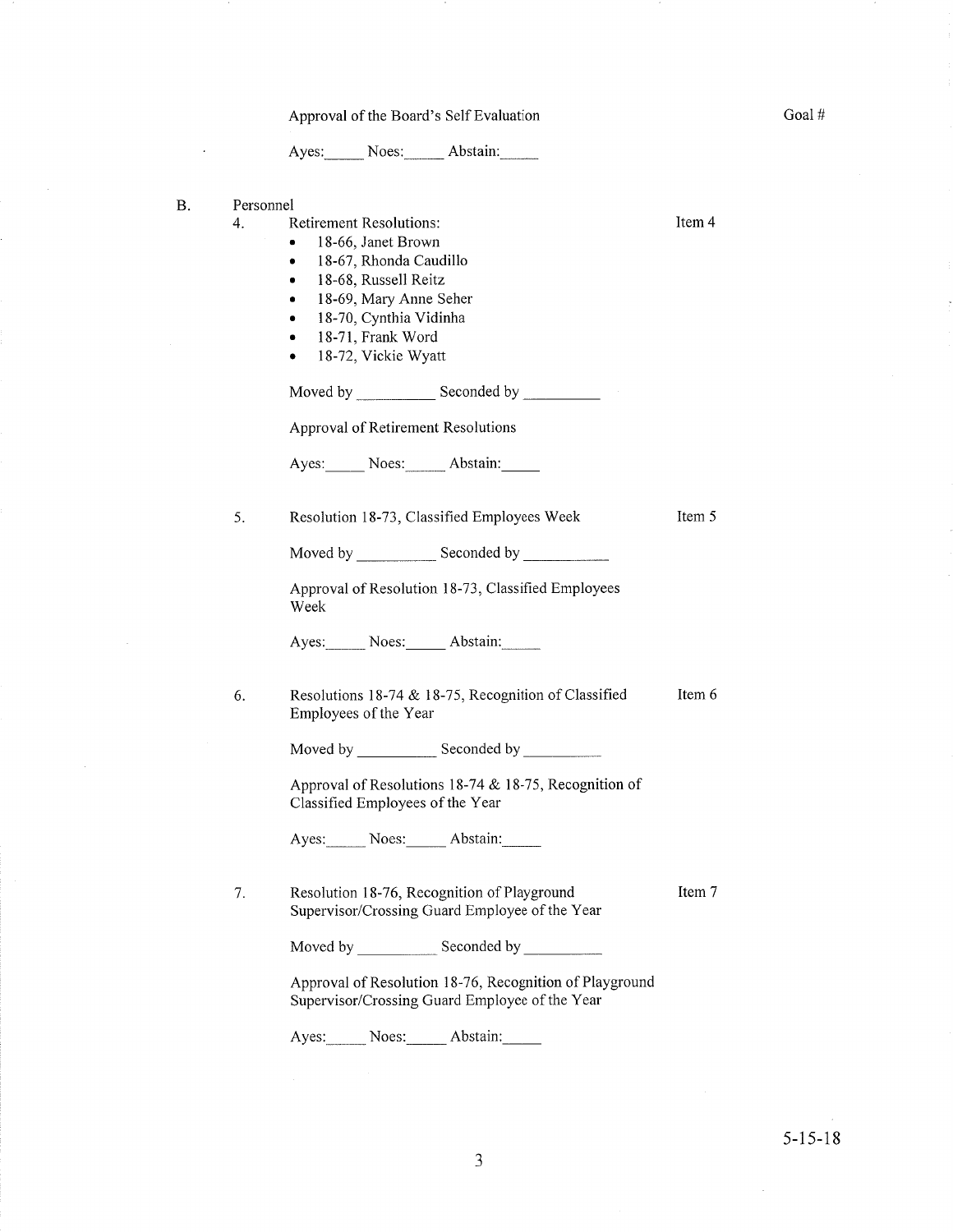Approval of the Board's Self Evaluation

Goal #

Ayes:_____ Noes:_____ Abstain:_____

B. Personnel

4. Retirement Resolutions: — Item 4
   - 18-66, Janet Brown
   - 18-67, Rhonda Caudillo
   - 18-68, Russell Reitz
   - 18-69, Mary Anne Seher
   - 18-70, Cynthia Vidinha
   - 18-71, Frank Word
   - 18-72, Vickie Wyatt

   Moved by __________ Seconded by __________

   Approval of Retirement Resolutions

   Ayes:_____ Noes:_____ Abstain:_____

5. Resolution 18-73, Classified Employees Week — Item 5

   Moved by __________ Seconded by __________

   Approval of Resolution 18-73, Classified Employees Week

   Ayes:_____ Noes:_____ Abstain:_____

6. Resolutions 18-74 & 18-75, Recognition of Classified Employees of the Year — Item 6

   Moved by __________ Seconded by __________

   Approval of Resolutions 18-74 & 18-75, Recognition of Classified Employees of the Year

   Ayes:_____ Noes:_____ Abstain:_____

7. Resolution 18-76, Recognition of Playground Supervisor/Crossing Guard Employee of the Year — Item 7

   Moved by __________ Seconded by __________

   Approval of Resolution 18-76, Recognition of Playground Supervisor/Crossing Guard Employee of the Year

   Ayes:_____ Noes:_____ Abstain:_____

5-15-18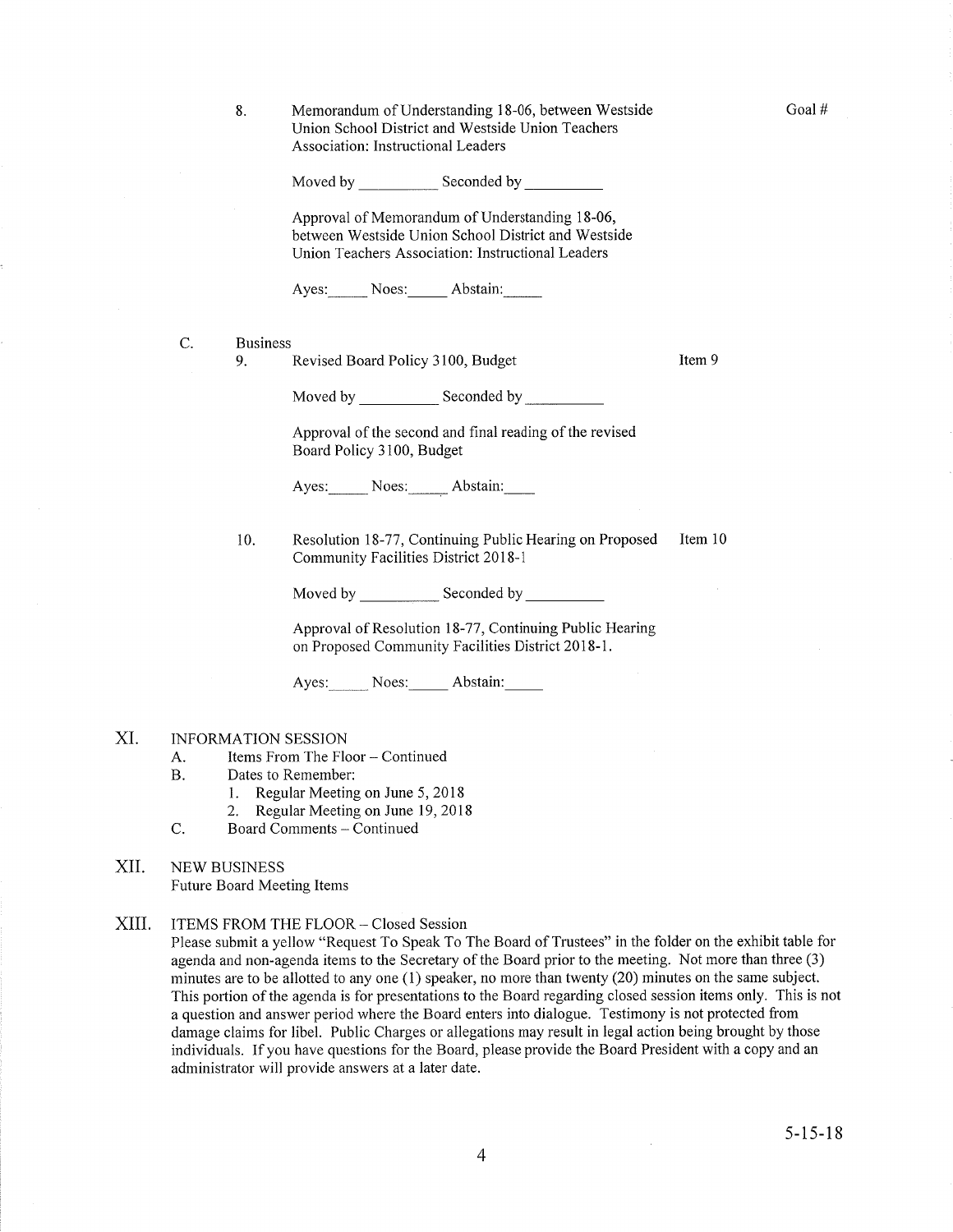8. Memorandum of Understanding 18-06, between Westside Union School District and Westside Union Teachers Association: Instructional Leaders — Goal #

   Moved by __________ Seconded by __________

   Approval of Memorandum of Understanding 18-06, between Westside Union School District and Westside Union Teachers Association: Instructional Leaders

   Ayes:_____ Noes:_____ Abstain:_____

C. Business

9. Revised Board Policy 3100, Budget — Item 9

   Moved by __________ Seconded by __________

   Approval of the second and final reading of the revised Board Policy 3100, Budget

   Ayes:_____ Noes:_____ Abstain:____

10. Resolution 18-77, Continuing Public Hearing on Proposed Community Facilities District 2018-1 — Item 10

    Moved by __________ Seconded by __________

    Approval of Resolution 18-77, Continuing Public Hearing on Proposed Community Facilities District 2018-1.

    Ayes:_____ Noes:_____ Abstain:_____

## XI. INFORMATION SESSION

A. Items From The Floor – Continued

B. Dates to Remember:
   1. Regular Meeting on June 5, 2018
   2. Regular Meeting on June 19, 2018

C. Board Comments – Continued

## XII. NEW BUSINESS

Future Board Meeting Items

## XIII. ITEMS FROM THE FLOOR – Closed Session

Please submit a yellow "Request To Speak To The Board of Trustees" in the folder on the exhibit table for agenda and non-agenda items to the Secretary of the Board prior to the meeting. Not more than three (3) minutes are to be allotted to any one (1) speaker, no more than twenty (20) minutes on the same subject. This portion of the agenda is for presentations to the Board regarding closed session items only. This is not a question and answer period where the Board enters into dialogue. Testimony is not protected from damage claims for libel. Public Charges or allegations may result in legal action being brought by those individuals. If you have questions for the Board, please provide the Board President with a copy and an administrator will provide answers at a later date.

5-15-18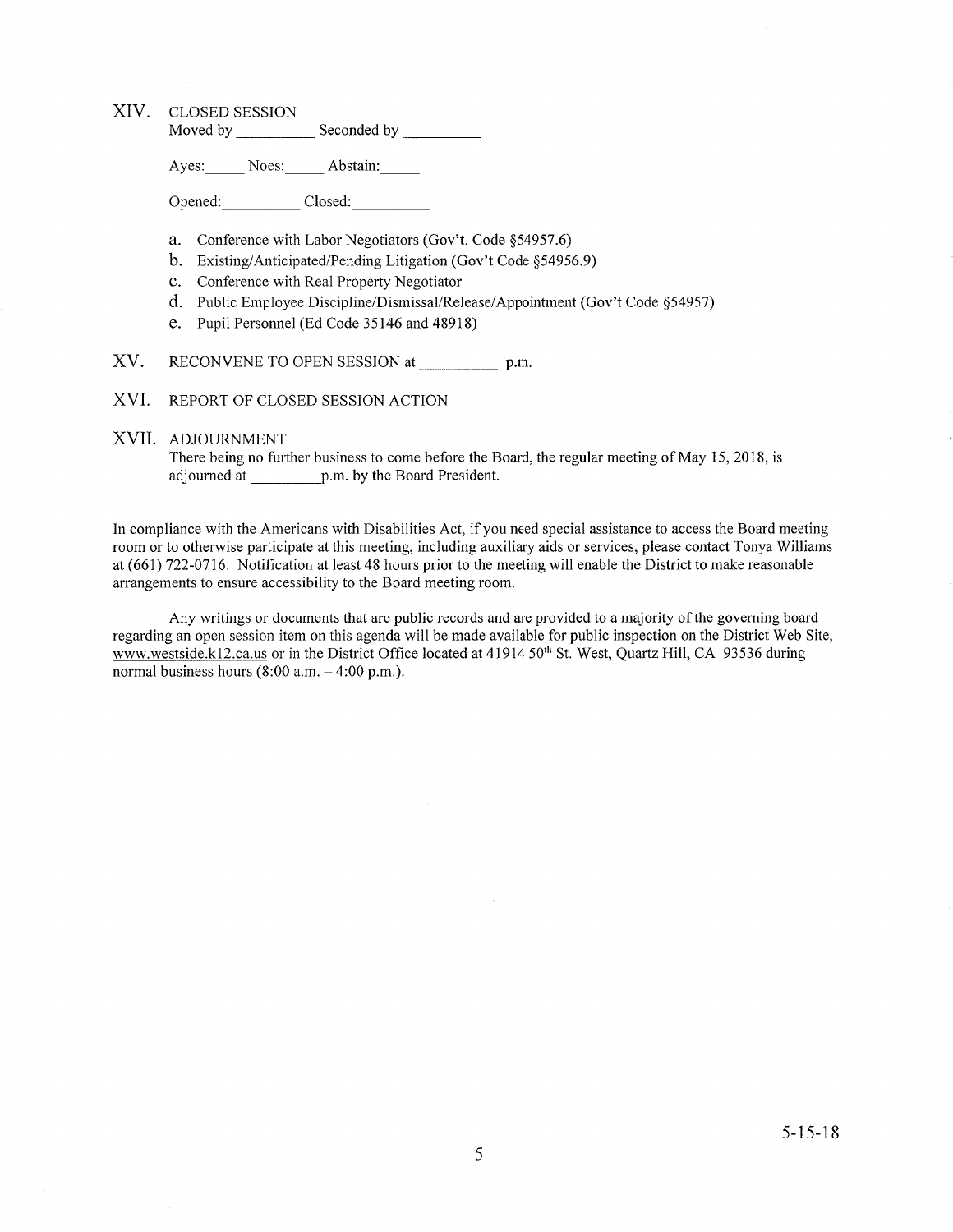## XIV. CLOSED SESSION

Moved by __________ Seconded by __________

Ayes:_____ Noes:_____ Abstain:_____

Opened:__________ Closed:__________

a. Conference with Labor Negotiators (Gov't. Code §54957.6)
b. Existing/Anticipated/Pending Litigation (Gov't Code §54956.9)
c. Conference with Real Property Negotiator
d. Public Employee Discipline/Dismissal/Release/Appointment (Gov't Code §54957)
e. Pupil Personnel (Ed Code 35146 and 48918)

## XV. RECONVENE TO OPEN SESSION at __________ p.m.

## XVI. REPORT OF CLOSED SESSION ACTION

## XVII. ADJOURNMENT

There being no further business to come before the Board, the regular meeting of May 15, 2018, is adjourned at _________p.m. by the Board President.

In compliance with the Americans with Disabilities Act, if you need special assistance to access the Board meeting room or to otherwise participate at this meeting, including auxiliary aids or services, please contact Tonya Williams at (661) 722-0716. Notification at least 48 hours prior to the meeting will enable the District to make reasonable arrangements to ensure accessibility to the Board meeting room.

Any writings or documents that are public records and are provided to a majority of the governing board regarding an open session item on this agenda will be made available for public inspection on the District Web Site, www.westside.k12.ca.us or in the District Office located at 41914 50th St. West, Quartz Hill, CA 93536 during normal business hours (8:00 a.m. – 4:00 p.m.).

5-15-18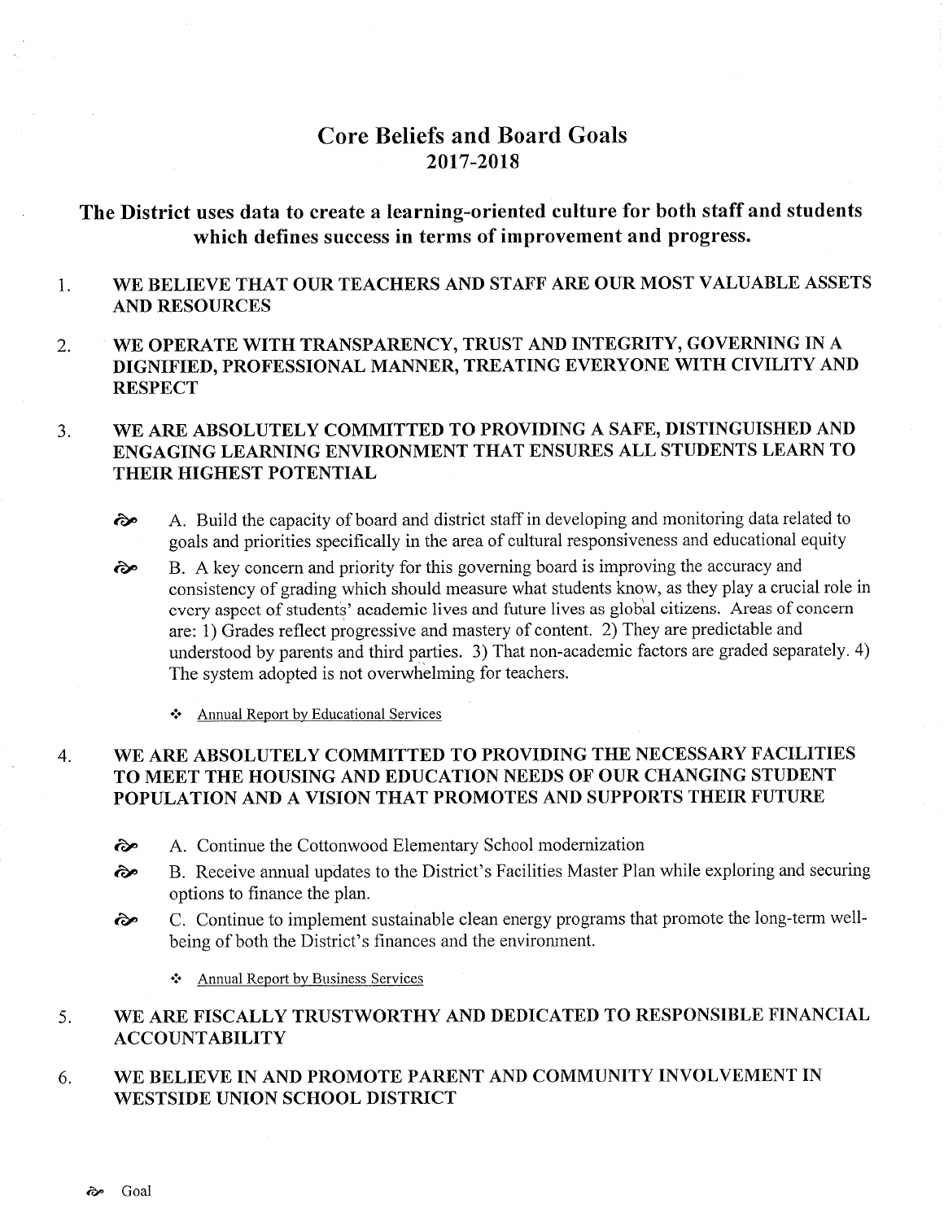# Core Beliefs and Board Goals
## 2017-2018

### The District uses data to create a learning-oriented culture for both staff and students which defines success in terms of improvement and progress.

1. **WE BELIEVE THAT OUR TEACHERS AND STAFF ARE OUR MOST VALUABLE ASSETS AND RESOURCES**

2. **WE OPERATE WITH TRANSPARENCY, TRUST AND INTEGRITY, GOVERNING IN A DIGNIFIED, PROFESSIONAL MANNER, TREATING EVERYONE WITH CIVILITY AND RESPECT**

3. **WE ARE ABSOLUTELY COMMITTED TO PROVIDING A SAFE, DISTINGUISHED AND ENGAGING LEARNING ENVIRONMENT THAT ENSURES ALL STUDENTS LEARN TO THEIR HIGHEST POTENTIAL**

   - A. Build the capacity of board and district staff in developing and monitoring data related to goals and priorities specifically in the area of cultural responsiveness and educational equity
   - B. A key concern and priority for this governing board is improving the accuracy and consistency of grading which should measure what students know, as they play a crucial role in every aspect of students' academic lives and future lives as global citizens. Areas of concern are: 1) Grades reflect progressive and mastery of content. 2) They are predictable and understood by parents and third parties. 3) That non-academic factors are graded separately. 4) The system adopted is not overwhelming for teachers.

     - Annual Report by Educational Services

4. **WE ARE ABSOLUTELY COMMITTED TO PROVIDING THE NECESSARY FACILITIES TO MEET THE HOUSING AND EDUCATION NEEDS OF OUR CHANGING STUDENT POPULATION AND A VISION THAT PROMOTES AND SUPPORTS THEIR FUTURE**

   - A. Continue the Cottonwood Elementary School modernization
   - B. Receive annual updates to the District's Facilities Master Plan while exploring and securing options to finance the plan.
   - C. Continue to implement sustainable clean energy programs that promote the long-term well-being of both the District's finances and the environment.

     - Annual Report by Business Services

5. **WE ARE FISCALLY TRUSTWORTHY AND DEDICATED TO RESPONSIBLE FINANCIAL ACCOUNTABILITY**

6. **WE BELIEVE IN AND PROMOTE PARENT AND COMMUNITY INVOLVEMENT IN WESTSIDE UNION SCHOOL DISTRICT**

ॐ Goal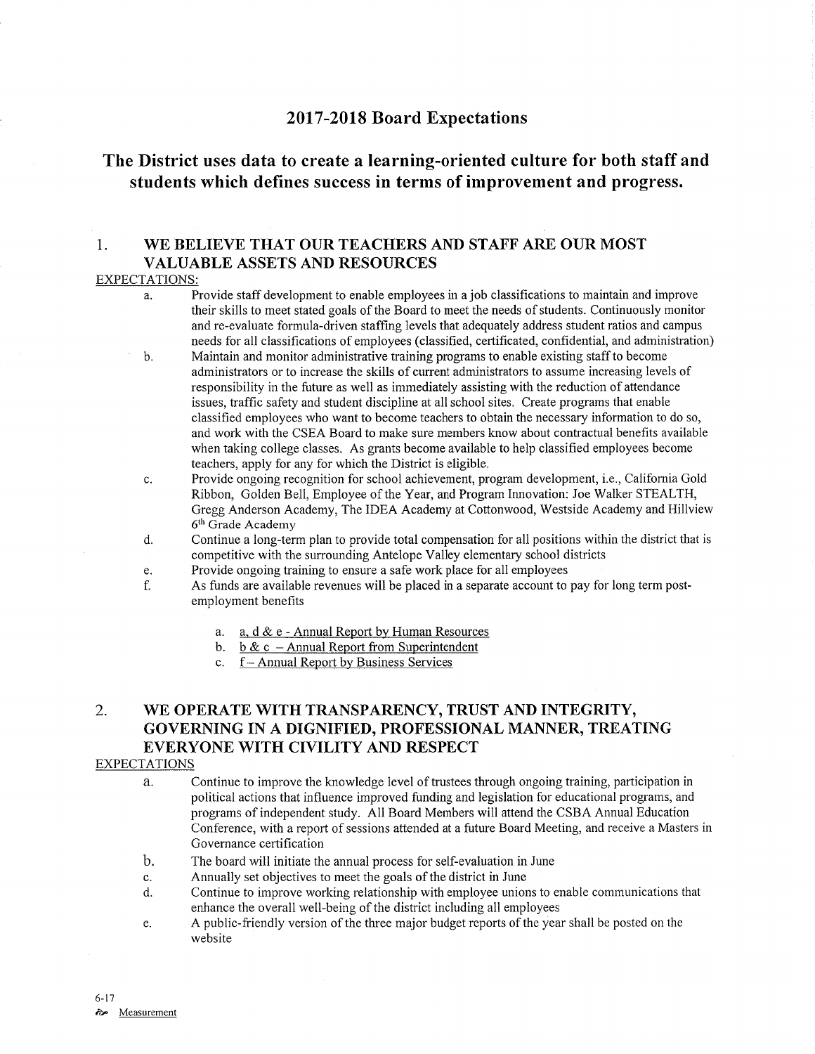# 2017-2018 Board Expectations

## The District uses data to create a learning-oriented culture for both staff and students which defines success in terms of improvement and progress.

### 1. WE BELIEVE THAT OUR TEACHERS AND STAFF ARE OUR MOST VALUABLE ASSETS AND RESOURCES

EXPECTATIONS:

a. Provide staff development to enable employees in a job classifications to maintain and improve their skills to meet stated goals of the Board to meet the needs of students. Continuously monitor and re-evaluate formula-driven staffing levels that adequately address student ratios and campus needs for all classifications of employees (classified, certificated, confidential, and administration)

b. Maintain and monitor administrative training programs to enable existing staff to become administrators or to increase the skills of current administrators to assume increasing levels of responsibility in the future as well as immediately assisting with the reduction of attendance issues, traffic safety and student discipline at all school sites. Create programs that enable classified employees who want to become teachers to obtain the necessary information to do so, and work with the CSEA Board to make sure members know about contractual benefits available when taking college classes. As grants become available to help classified employees become teachers, apply for any for which the District is eligible.

c. Provide ongoing recognition for school achievement, program development, i.e., California Gold Ribbon, Golden Bell, Employee of the Year, and Program Innovation: Joe Walker STEALTH, Gregg Anderson Academy, The IDEA Academy at Cottonwood, Westside Academy and Hillview 6th Grade Academy

d. Continue a long-term plan to provide total compensation for all positions within the district that is competitive with the surrounding Antelope Valley elementary school districts

e. Provide ongoing training to ensure a safe work place for all employees

f. As funds are available revenues will be placed in a separate account to pay for long term post-employment benefits

   a. a, d & e - Annual Report by Human Resources
   b. b & c – Annual Report from Superintendent
   c. f – Annual Report by Business Services

### 2. WE OPERATE WITH TRANSPARENCY, TRUST AND INTEGRITY, GOVERNING IN A DIGNIFIED, PROFESSIONAL MANNER, TREATING EVERYONE WITH CIVILITY AND RESPECT

EXPECTATIONS

a. Continue to improve the knowledge level of trustees through ongoing training, participation in political actions that influence improved funding and legislation for educational programs, and programs of independent study. All Board Members will attend the CSBA Annual Education Conference, with a report of sessions attended at a future Board Meeting, and receive a Masters in Governance certification

b. The board will initiate the annual process for self-evaluation in June

c. Annually set objectives to meet the goals of the district in June

d. Continue to improve working relationship with employee unions to enable communications that enhance the overall well-being of the district including all employees

e. A public-friendly version of the three major budget reports of the year shall be posted on the website

6-17

Measurement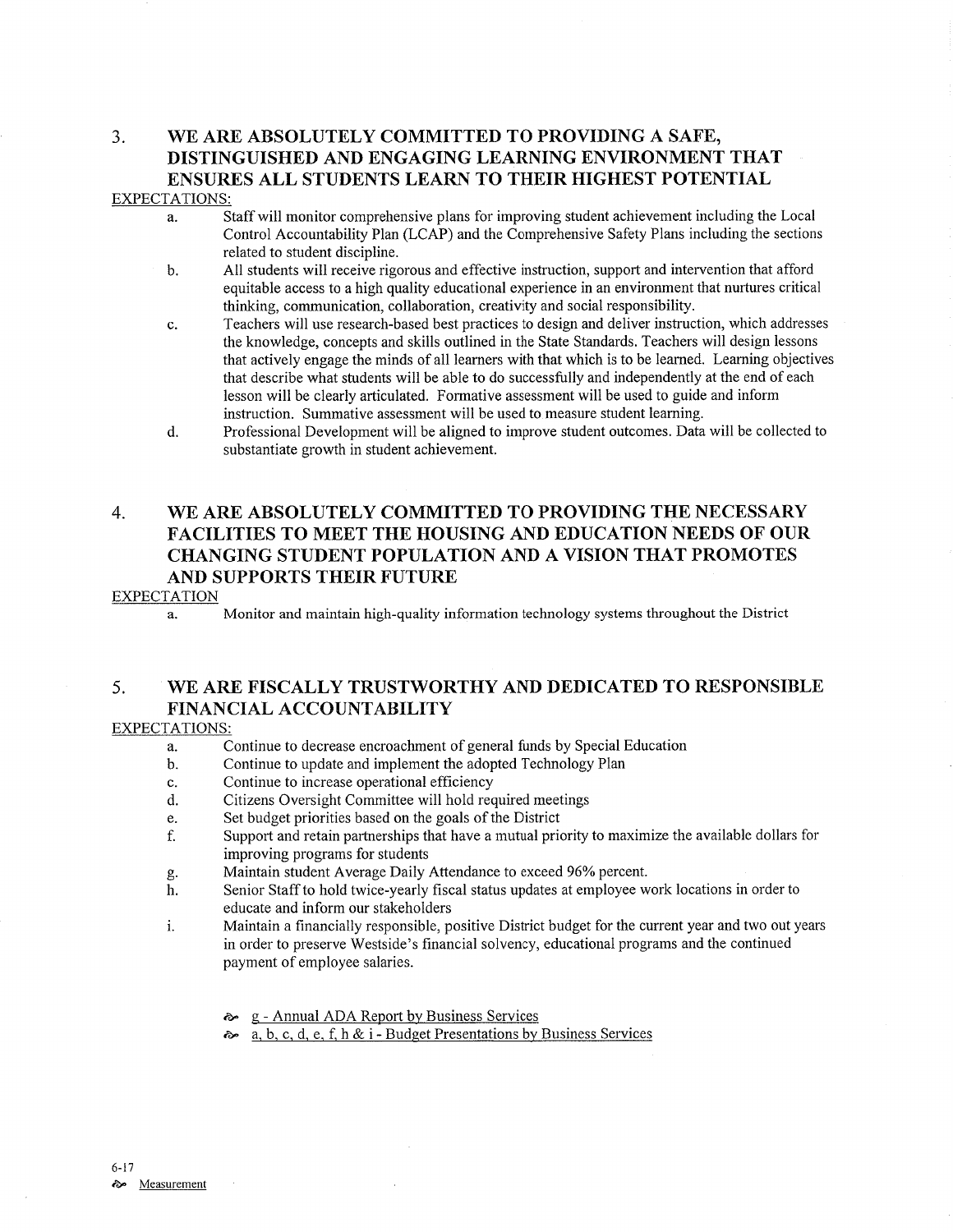## 3. WE ARE ABSOLUTELY COMMITTED TO PROVIDING A SAFE, DISTINGUISHED AND ENGAGING LEARNING ENVIRONMENT THAT ENSURES ALL STUDENTS LEARN TO THEIR HIGHEST POTENTIAL

EXPECTATIONS:

a. Staff will monitor comprehensive plans for improving student achievement including the Local Control Accountability Plan (LCAP) and the Comprehensive Safety Plans including the sections related to student discipline.

b. All students will receive rigorous and effective instruction, support and intervention that afford equitable access to a high quality educational experience in an environment that nurtures critical thinking, communication, collaboration, creativity and social responsibility.

c. Teachers will use research-based best practices to design and deliver instruction, which addresses the knowledge, concepts and skills outlined in the State Standards. Teachers will design lessons that actively engage the minds of all learners with that which is to be learned. Learning objectives that describe what students will be able to do successfully and independently at the end of each lesson will be clearly articulated. Formative assessment will be used to guide and inform instruction. Summative assessment will be used to measure student learning.

d. Professional Development will be aligned to improve student outcomes. Data will be collected to substantiate growth in student achievement.

## 4. WE ARE ABSOLUTELY COMMITTED TO PROVIDING THE NECESSARY FACILITIES TO MEET THE HOUSING AND EDUCATION NEEDS OF OUR CHANGING STUDENT POPULATION AND A VISION THAT PROMOTES AND SUPPORTS THEIR FUTURE

EXPECTATION

a. Monitor and maintain high-quality information technology systems throughout the District

## 5. WE ARE FISCALLY TRUSTWORTHY AND DEDICATED TO RESPONSIBLE FINANCIAL ACCOUNTABILITY

EXPECTATIONS:

a. Continue to decrease encroachment of general funds by Special Education

b. Continue to update and implement the adopted Technology Plan

c. Continue to increase operational efficiency

d. Citizens Oversight Committee will hold required meetings

e. Set budget priorities based on the goals of the District

f. Support and retain partnerships that have a mutual priority to maximize the available dollars for improving programs for students

g. Maintain student Average Daily Attendance to exceed 96% percent.

h. Senior Staff to hold twice-yearly fiscal status updates at employee work locations in order to educate and inform our stakeholders

i. Maintain a financially responsible, positive District budget for the current year and two out years in order to preserve Westside's financial solvency, educational programs and the continued payment of employee salaries.

- g - Annual ADA Report by Business Services
- a, b, c, d, e, f, h & i - Budget Presentations by Business Services

6-17

Measurement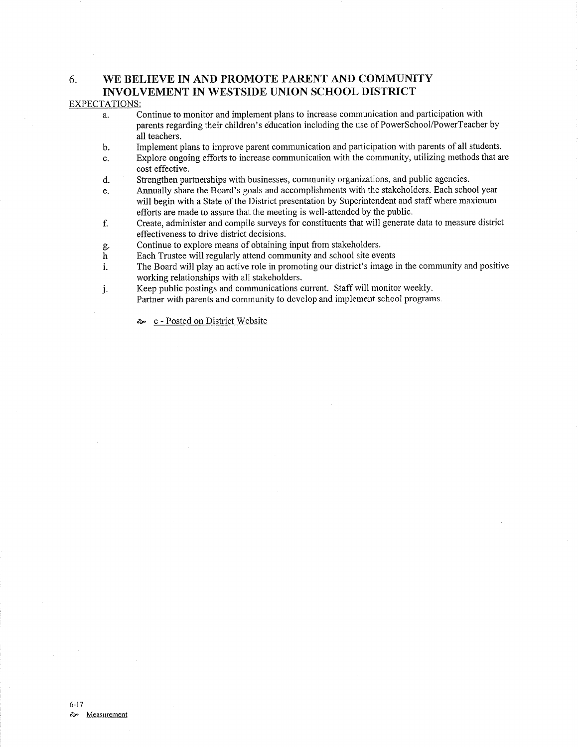## 6. WE BELIEVE IN AND PROMOTE PARENT AND COMMUNITY INVOLVEMENT IN WESTSIDE UNION SCHOOL DISTRICT

EXPECTATIONS:

a. Continue to monitor and implement plans to increase communication and participation with parents regarding their children's education including the use of PowerSchool/PowerTeacher by all teachers.

b. Implement plans to improve parent communication and participation with parents of all students.

c. Explore ongoing efforts to increase communication with the community, utilizing methods that are cost effective.

d. Strengthen partnerships with businesses, community organizations, and public agencies.

e. Annually share the Board's goals and accomplishments with the stakeholders. Each school year will begin with a State of the District presentation by Superintendent and staff where maximum efforts are made to assure that the meeting is well-attended by the public.

f. Create, administer and compile surveys for constituents that will generate data to measure district effectiveness to drive district decisions.

g. Continue to explore means of obtaining input from stakeholders.

h Each Trustee will regularly attend community and school site events

i. The Board will play an active role in promoting our district's image in the community and positive working relationships with all stakeholders.

j. Keep public postings and communications current. Staff will monitor weekly.
Partner with parents and community to develop and implement school programs.

&nbsp;&nbsp;&nbsp;&nbsp;&nbsp;&nbsp;&nbsp;&nbsp;e - Posted on District Website

6-17

Measurement